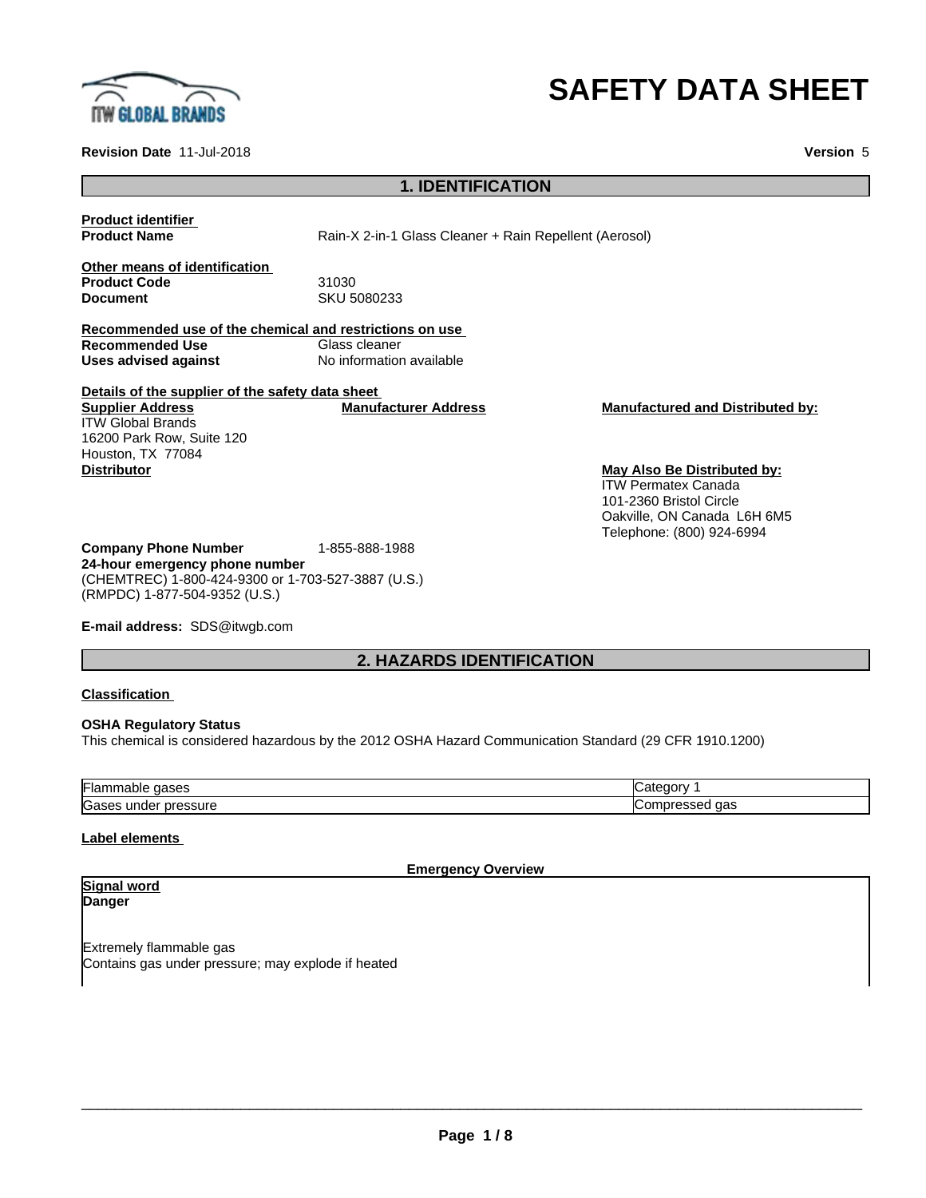# SAFETY DATA SHEET

**Revision Date** 11-Jul-2018 **Version** 5

## 1. IDENTIFICATION

**Product identifier**

**Product Name** Rain-X 2-in-1 Glass Cleaner + Rain Repellent (Aerosol)

**Other means of identification**

**Product Code** 31030
**Document** SKU 5080233

**Recommended use of the chemical and restrictions on use**

**Recommended Use** Glass cleaner
**Uses advised against** No information available

**Details of the supplier of the safety data sheet**

**Supplier Address**
ITW Global Brands
16200 Park Row, Suite 120
Houston, TX 77084

**Manufacturer Address**

**Manufactured and Distributed by:**

**Distributor**

**May Also Be Distributed by:**
ITW Permatex Canada
101-2360 Bristol Circle
Oakville, ON Canada L6H 6M5
Telephone: (800) 924-6994

**Company Phone Number** 1-855-888-1988
**24-hour emergency phone number**
(CHEMTREC) 1-800-424-9300 or 1-703-527-3887 (U.S.)
(RMPDC) 1-877-504-9352 (U.S.)

**E-mail address:** SDS@itwgb.com

## 2. HAZARDS IDENTIFICATION

**Classification**

**OSHA Regulatory Status**
This chemical is considered hazardous by the 2012 OSHA Hazard Communication Standard (29 CFR 1910.1200)

| Hazard | Category |
|---|---|
| Flammable gases | Category 1 |
| Gases under pressure | Compressed gas |

**Label elements**

**Emergency Overview**

**Signal word**
**Danger**

Extremely flammable gas
Contains gas under pressure; may explode if heated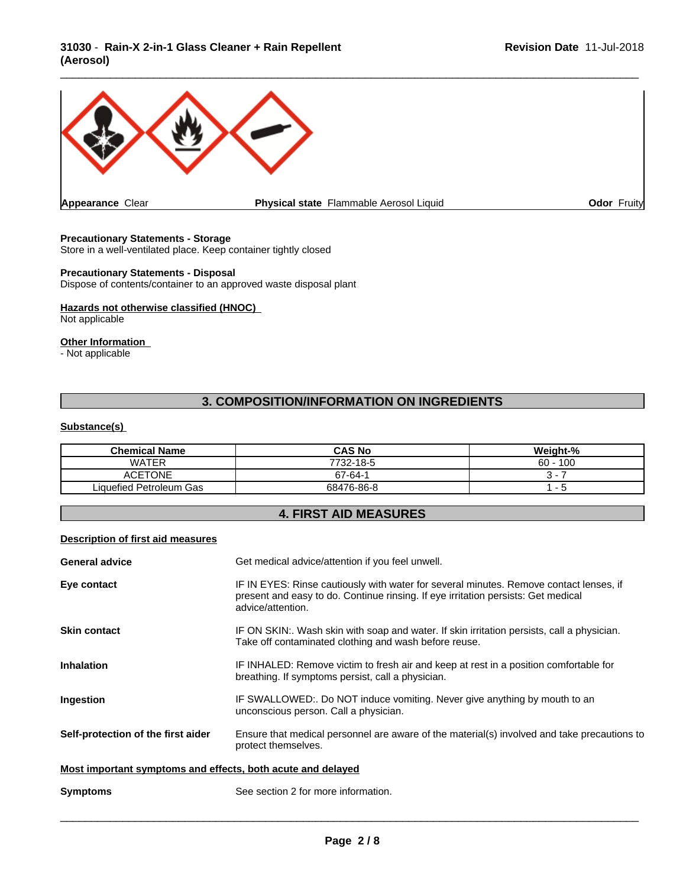| Appearance Clear | Physical state Flammable Aerosol Liquid | Odor Fruity |
| --- | --- | --- |

**Precautionary Statements - Storage**
Store in a well-ventilated place. Keep container tightly closed

**Precautionary Statements - Disposal**
Dispose of contents/container to an approved waste disposal plant

**Hazards not otherwise classified (HNOC)**
Not applicable

**Other Information**
- Not applicable

## 3. COMPOSITION/INFORMATION ON INGREDIENTS

**Substance(s)**

| Chemical Name | CAS No | Weight-% |
| --- | --- | --- |
| WATER | 7732-18-5 | 60 - 100 |
| ACETONE | 67-64-1 | 3 - 7 |
| Liquefied Petroleum Gas | 68476-86-8 | 1 - 5 |

## 4. FIRST AID MEASURES

**Description of first aid measures**

**General advice** Get medical advice/attention if you feel unwell.

**Eye contact** IF IN EYES: Rinse cautiously with water for several minutes. Remove contact lenses, if present and easy to do. Continue rinsing. If eye irritation persists: Get medical advice/attention.

**Skin contact** IF ON SKIN:. Wash skin with soap and water. If skin irritation persists, call a physician. Take off contaminated clothing and wash before reuse.

**Inhalation** IF INHALED: Remove victim to fresh air and keep at rest in a position comfortable for breathing. If symptoms persist, call a physician.

**Ingestion** IF SWALLOWED:. Do NOT induce vomiting. Never give anything by mouth to an unconscious person. Call a physician.

**Self-protection of the first aider** Ensure that medical personnel are aware of the material(s) involved and take precautions to protect themselves.

**Most important symptoms and effects, both acute and delayed**

**Symptoms** See section 2 for more information.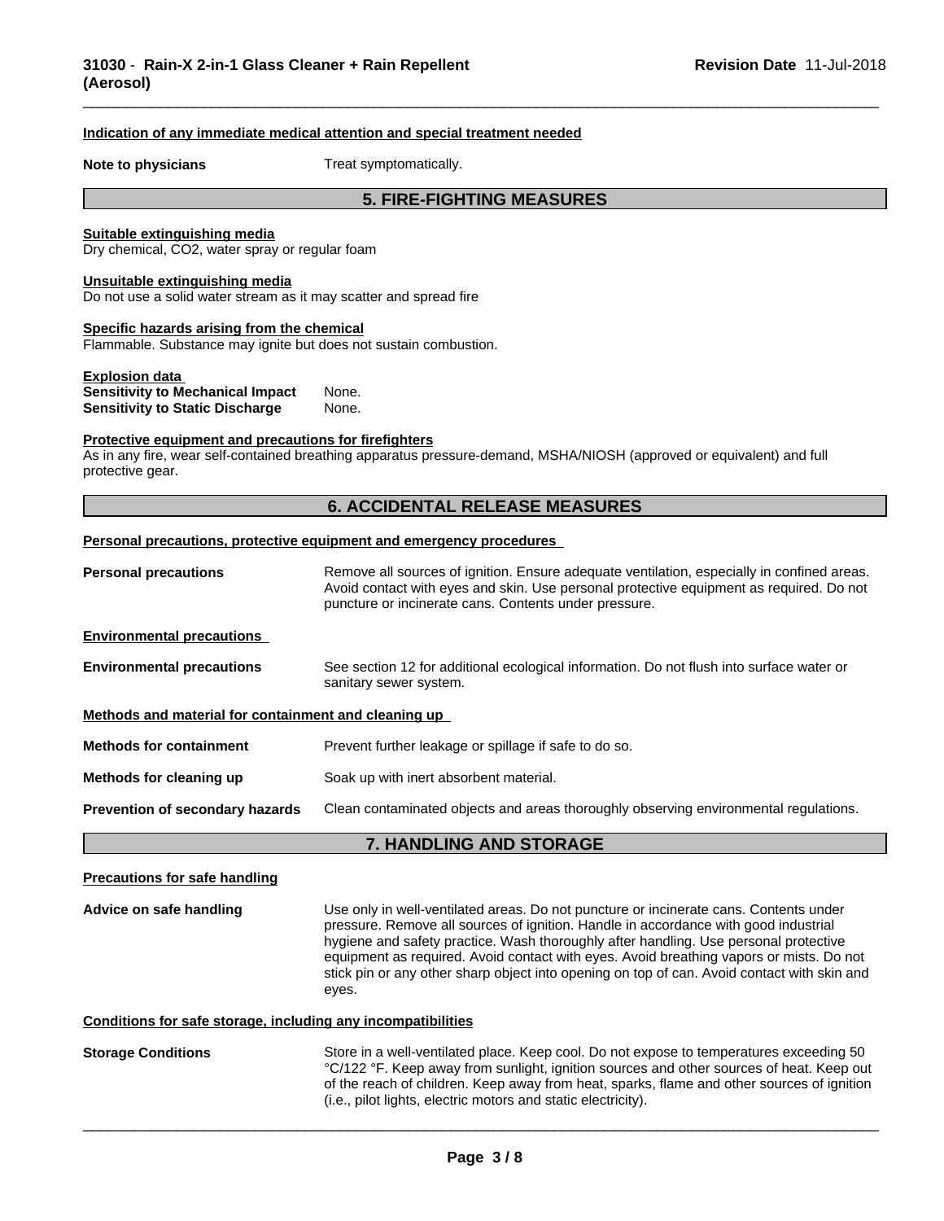**Indication of any immediate medical attention and special treatment needed**

**Note to physicians** Treat symptomatically.

## 5. FIRE-FIGHTING MEASURES

**Suitable extinguishing media**
Dry chemical, $CO_2$, water spray or regular foam

**Unsuitable extinguishing media**
Do not use a solid water stream as it may scatter and spread fire

**Specific hazards arising from the chemical**
Flammable. Substance may ignite but does not sustain combustion.

**Explosion data**
**Sensitivity to Mechanical Impact** None.
**Sensitivity to Static Discharge** None.

**Protective equipment and precautions for firefighters**
As in any fire, wear self-contained breathing apparatus pressure-demand, MSHA/NIOSH (approved or equivalent) and full protective gear.

## 6. ACCIDENTAL RELEASE MEASURES

**Personal precautions, protective equipment and emergency procedures**

**Personal precautions** Remove all sources of ignition. Ensure adequate ventilation, especially in confined areas. Avoid contact with eyes and skin. Use personal protective equipment as required. Do not puncture or incinerate cans. Contents under pressure.

**Environmental precautions**

**Environmental precautions** See section 12 for additional ecological information. Do not flush into surface water or sanitary sewer system.

**Methods and material for containment and cleaning up**

**Methods for containment** Prevent further leakage or spillage if safe to do so.

**Methods for cleaning up** Soak up with inert absorbent material.

**Prevention of secondary hazards** Clean contaminated objects and areas thoroughly observing environmental regulations.

## 7. HANDLING AND STORAGE

**Precautions for safe handling**

**Advice on safe handling** Use only in well-ventilated areas. Do not puncture or incinerate cans. Contents under pressure. Remove all sources of ignition. Handle in accordance with good industrial hygiene and safety practice. Wash thoroughly after handling. Use personal protective equipment as required. Avoid contact with eyes. Avoid breathing vapors or mists. Do not stick pin or any other sharp object into opening on top of can. Avoid contact with skin and eyes.

**Conditions for safe storage, including any incompatibilities**

**Storage Conditions** Store in a well-ventilated place. Keep cool. Do not expose to temperatures exceeding 50 °C/122 °F. Keep away from sunlight, ignition sources and other sources of heat. Keep out of the reach of children. Keep away from heat, sparks, flame and other sources of ignition (i.e., pilot lights, electric motors and static electricity).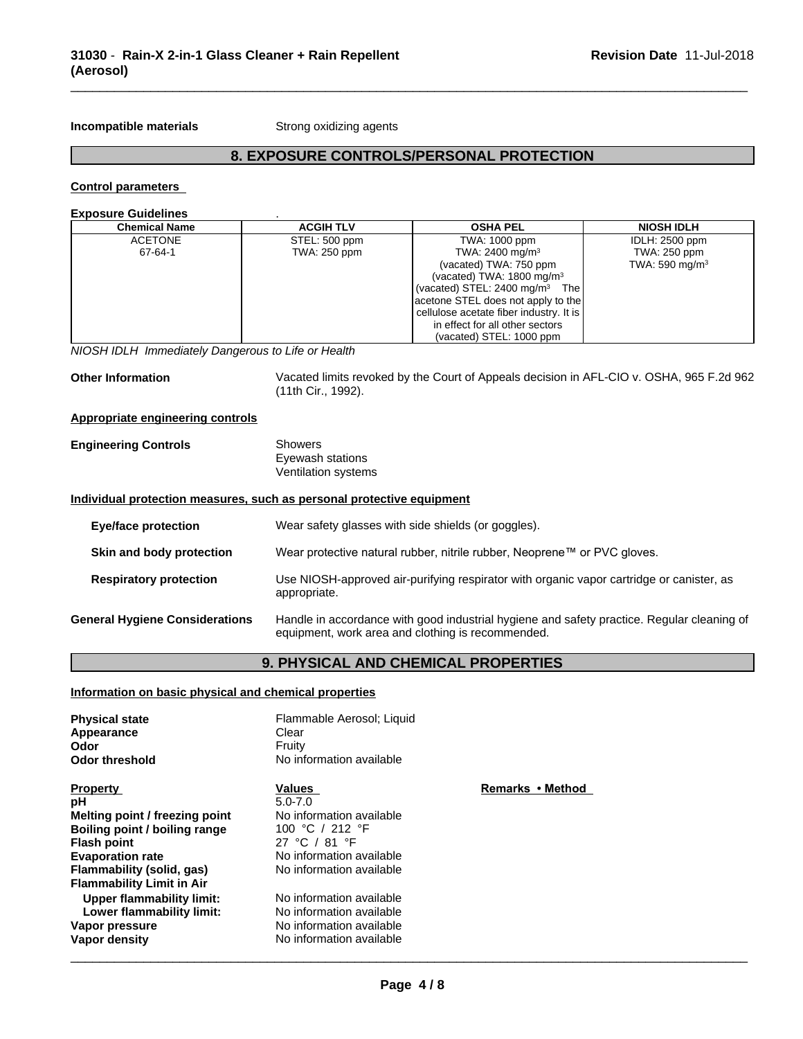**Incompatible materials** Strong oxidizing agents

## 8. EXPOSURE CONTROLS/PERSONAL PROTECTION

### Control parameters

**Exposure Guidelines** .

| Chemical Name | ACGIH TLV | OSHA PEL | NIOSH IDLH |
|---|---|---|---|
| ACETONE<br>67-64-1 | STEL: 500 ppm<br>TWA: 250 ppm | TWA: 1000 ppm<br>TWA: 2400 mg/m³<br>(vacated) TWA: 750 ppm<br>(vacated) TWA: 1800 mg/m³<br>(vacated) STEL: 2400 mg/m³ The acetone STEL does not apply to the cellulose acetate fiber industry. It is in effect for all other sectors<br>(vacated) STEL: 1000 ppm | IDLH: 2500 ppm<br>TWA: 250 ppm<br>TWA: 590 mg/m³ |

*NIOSH IDLH Immediately Dangerous to Life or Health*

**Other Information** Vacated limits revoked by the Court of Appeals decision in AFL-CIO v. OSHA, 965 F.2d 962 (11th Cir., 1992).

### Appropriate engineering controls

**Engineering Controls** Showers
Eyewash stations
Ventilation systems

### Individual protection measures, such as personal protective equipment

**Eye/face protection** Wear safety glasses with side shields (or goggles).

**Skin and body protection** Wear protective natural rubber, nitrile rubber, Neoprene™ or PVC gloves.

**Respiratory protection** Use NIOSH-approved air-purifying respirator with organic vapor cartridge or canister, as appropriate.

**General Hygiene Considerations** Handle in accordance with good industrial hygiene and safety practice. Regular cleaning of equipment, work area and clothing is recommended.

## 9. PHYSICAL AND CHEMICAL PROPERTIES

### Information on basic physical and chemical properties

**Physical state** Flammable Aerosol; Liquid
**Appearance** Clear
**Odor** Fruity
**Odor threshold** No information available

| Property | Values | Remarks • Method |
|---|---|---|
| **pH** | 5.0-7.0 | |
| **Melting point / freezing point** | No information available | |
| **Boiling point / boiling range** | 100 °C / 212 °F | |
| **Flash point** | 27 °C / 81 °F | |
| **Evaporation rate** | No information available | |
| **Flammability (solid, gas)** | No information available | |
| **Flammability Limit in Air** | | |
| **Upper flammability limit:** | No information available | |
| **Lower flammability limit:** | No information available | |
| **Vapor pressure** | No information available | |
| **Vapor density** | No information available | |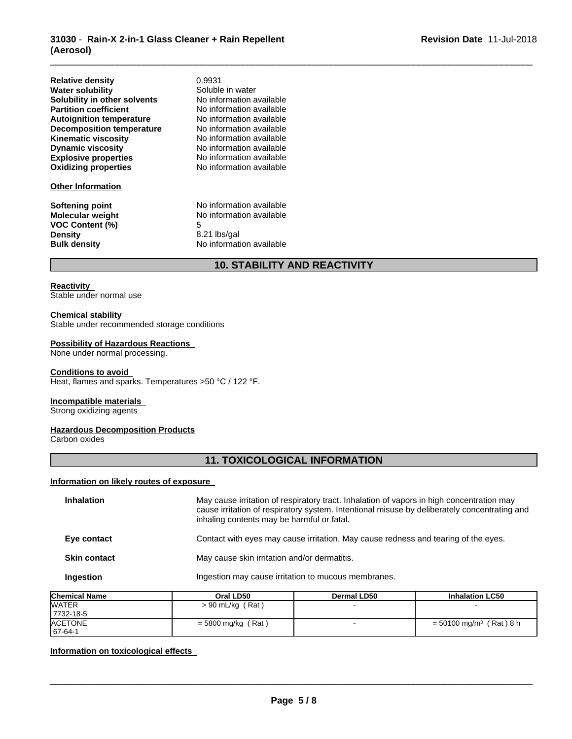| | |
|---|---|
| **Relative density** | 0.9931 |
| **Water solubility** | Soluble in water |
| **Solubility in other solvents** | No information available |
| **Partition coefficient** | No information available |
| **Autoignition temperature** | No information available |
| **Decomposition temperature** | No information available |
| **Kinematic viscosity** | No information available |
| **Dynamic viscosity** | No information available |
| **Explosive properties** | No information available |
| **Oxidizing properties** | No information available |

**Other Information**

| | |
|---|---|
| **Softening point** | No information available |
| **Molecular weight** | No information available |
| **VOC Content (%)** | 5 |
| **Density** | 8.21 lbs/gal |
| **Bulk density** | No information available |

## 10. STABILITY AND REACTIVITY

**Reactivity**
Stable under normal use

**Chemical stability**
Stable under recommended storage conditions

**Possibility of Hazardous Reactions**
None under normal processing.

**Conditions to avoid**
Heat, flames and sparks. Temperatures >50 °C / 122 °F.

**Incompatible materials**
Strong oxidizing agents

**Hazardous Decomposition Products**
Carbon oxides

## 11. TOXICOLOGICAL INFORMATION

**Information on likely routes of exposure**

**Inhalation** May cause irritation of respiratory tract. Inhalation of vapors in high concentration may cause irritation of respiratory system. Intentional misuse by deliberately concentrating and inhaling contents may be harmful or fatal.

**Eye contact** Contact with eyes may cause irritation. May cause redness and tearing of the eyes.

**Skin contact** May cause skin irritation and/or dermatitis.

**Ingestion** Ingestion may cause irritation to mucous membranes.

| Chemical Name | Oral LD50 | Dermal LD50 | Inhalation LC50 |
|---|---|---|---|
| WATER<br>7732-18-5 | > 90 mL/kg ( Rat ) | - | - |
| ACETONE<br>67-64-1 | = 5800 mg/kg ( Rat ) | - | = 50100 mg/m³ ( Rat ) 8 h |

**Information on toxicological effects**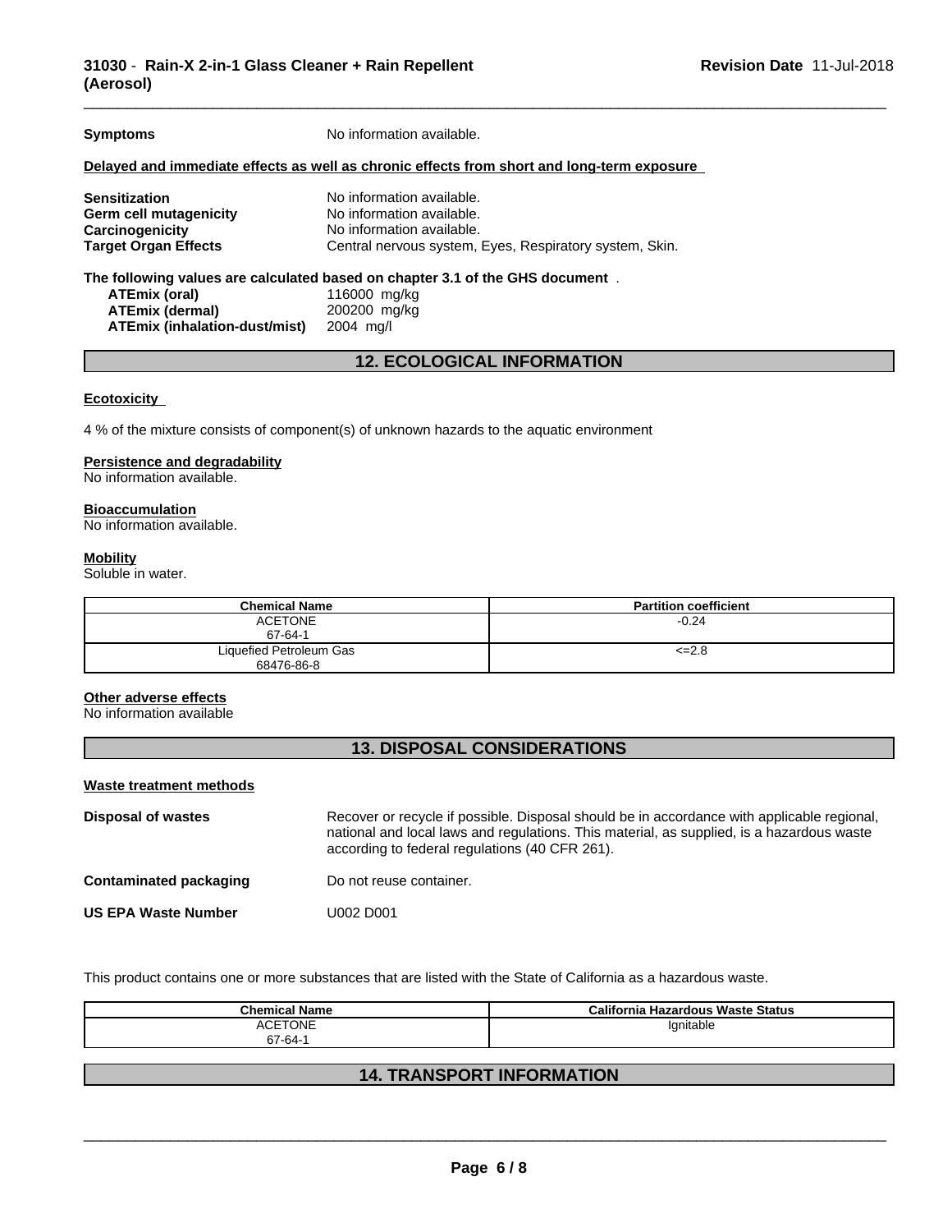**Symptoms** No information available.

**Delayed and immediate effects as well as chronic effects from short and long-term exposure**

| | |
|---|---|
| **Sensitization** | No information available. |
| **Germ cell mutagenicity** | No information available. |
| **Carcinogenicity** | No information available. |
| **Target Organ Effects** | Central nervous system, Eyes, Respiratory system, Skin. |

**The following values are calculated based on chapter 3.1 of the GHS document** .

| | |
|---|---|
| **ATEmix (oral)** | 116000 mg/kg |
| **ATEmix (dermal)** | 200200 mg/kg |
| **ATEmix (inhalation-dust/mist)** | 2004 mg/l |

## 12. ECOLOGICAL INFORMATION

**Ecotoxicity**

4 % of the mixture consists of component(s) of unknown hazards to the aquatic environment

**Persistence and degradability**
No information available.

**Bioaccumulation**
No information available.

**Mobility**
Soluble in water.

| Chemical Name | Partition coefficient |
|---|---|
| ACETONE 67-64-1 | -0.24 |
| Liquefied Petroleum Gas 68476-86-8 | <=2.8 |

**Other adverse effects**
No information available

## 13. DISPOSAL CONSIDERATIONS

**Waste treatment methods**

**Disposal of wastes** Recover or recycle if possible. Disposal should be in accordance with applicable regional, national and local laws and regulations. This material, as supplied, is a hazardous waste according to federal regulations (40 CFR 261).

**Contaminated packaging** Do not reuse container.

**US EPA Waste Number** U002 D001

This product contains one or more substances that are listed with the State of California as a hazardous waste.

| Chemical Name | California Hazardous Waste Status |
|---|---|
| ACETONE 67-64-1 | Ignitable |

## 14. TRANSPORT INFORMATION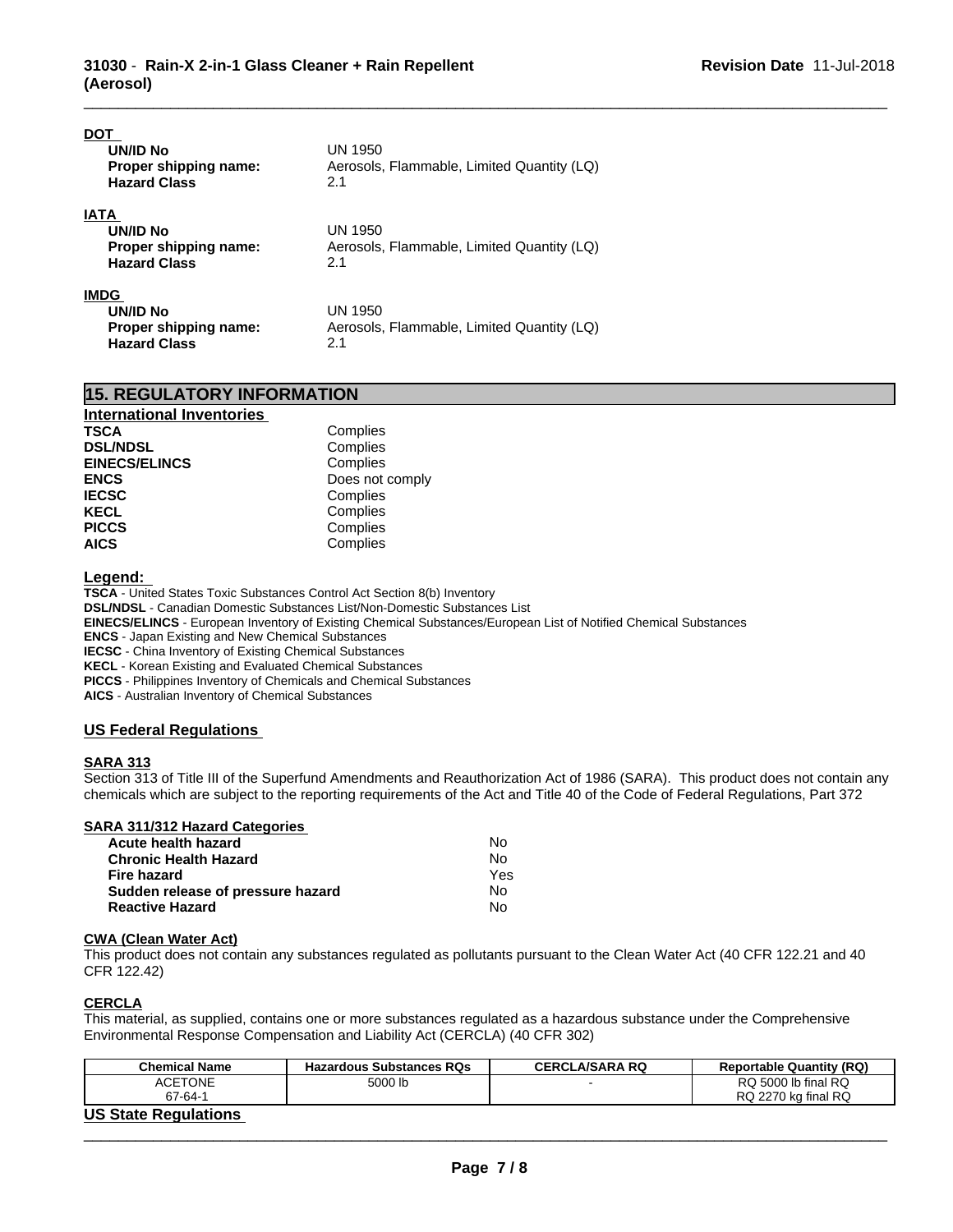**DOT**

| | |
|---|---|
| **UN/ID No** | UN 1950 |
| **Proper shipping name:** | Aerosols, Flammable, Limited Quantity (LQ) |
| **Hazard Class** | 2.1 |

**IATA**

| | |
|---|---|
| **UN/ID No** | UN 1950 |
| **Proper shipping name:** | Aerosols, Flammable, Limited Quantity (LQ) |
| **Hazard Class** | 2.1 |

**IMDG**

| | |
|---|---|
| **UN/ID No** | UN 1950 |
| **Proper shipping name:** | Aerosols, Flammable, Limited Quantity (LQ) |
| **Hazard Class** | 2.1 |

## 15. REGULATORY INFORMATION

**International Inventories**

| | |
|---|---|
| **TSCA** | Complies |
| **DSL/NDSL** | Complies |
| **EINECS/ELINCS** | Complies |
| **ENCS** | Does not comply |
| **IECSC** | Complies |
| **KECL** | Complies |
| **PICCS** | Complies |
| **AICS** | Complies |

**Legend:**

**TSCA** - United States Toxic Substances Control Act Section 8(b) Inventory
**DSL/NDSL** - Canadian Domestic Substances List/Non-Domestic Substances List
**EINECS/ELINCS** - European Inventory of Existing Chemical Substances/European List of Notified Chemical Substances
**ENCS** - Japan Existing and New Chemical Substances
**IECSC** - China Inventory of Existing Chemical Substances
**KECL** - Korean Existing and Evaluated Chemical Substances
**PICCS** - Philippines Inventory of Chemicals and Chemical Substances
**AICS** - Australian Inventory of Chemical Substances

### US Federal Regulations

**SARA 313**

Section 313 of Title III of the Superfund Amendments and Reauthorization Act of 1986 (SARA). This product does not contain any chemicals which are subject to the reporting requirements of the Act and Title 40 of the Code of Federal Regulations, Part 372

**SARA 311/312 Hazard Categories**

| | |
|---|---|
| **Acute health hazard** | No |
| **Chronic Health Hazard** | No |
| **Fire hazard** | Yes |
| **Sudden release of pressure hazard** | No |
| **Reactive Hazard** | No |

**CWA (Clean Water Act)**

This product does not contain any substances regulated as pollutants pursuant to the Clean Water Act (40 CFR 122.21 and 40 CFR 122.42)

**CERCLA**

This material, as supplied, contains one or more substances regulated as a hazardous substance under the Comprehensive Environmental Response Compensation and Liability Act (CERCLA) (40 CFR 302)

| Chemical Name | Hazardous Substances RQs | CERCLA/SARA RQ | Reportable Quantity (RQ) |
|---|---|---|---|
| ACETONE<br>67-64-1 | 5000 lb | - | RQ 5000 lb final RQ<br>RQ 2270 kg final RQ |

### US State Regulations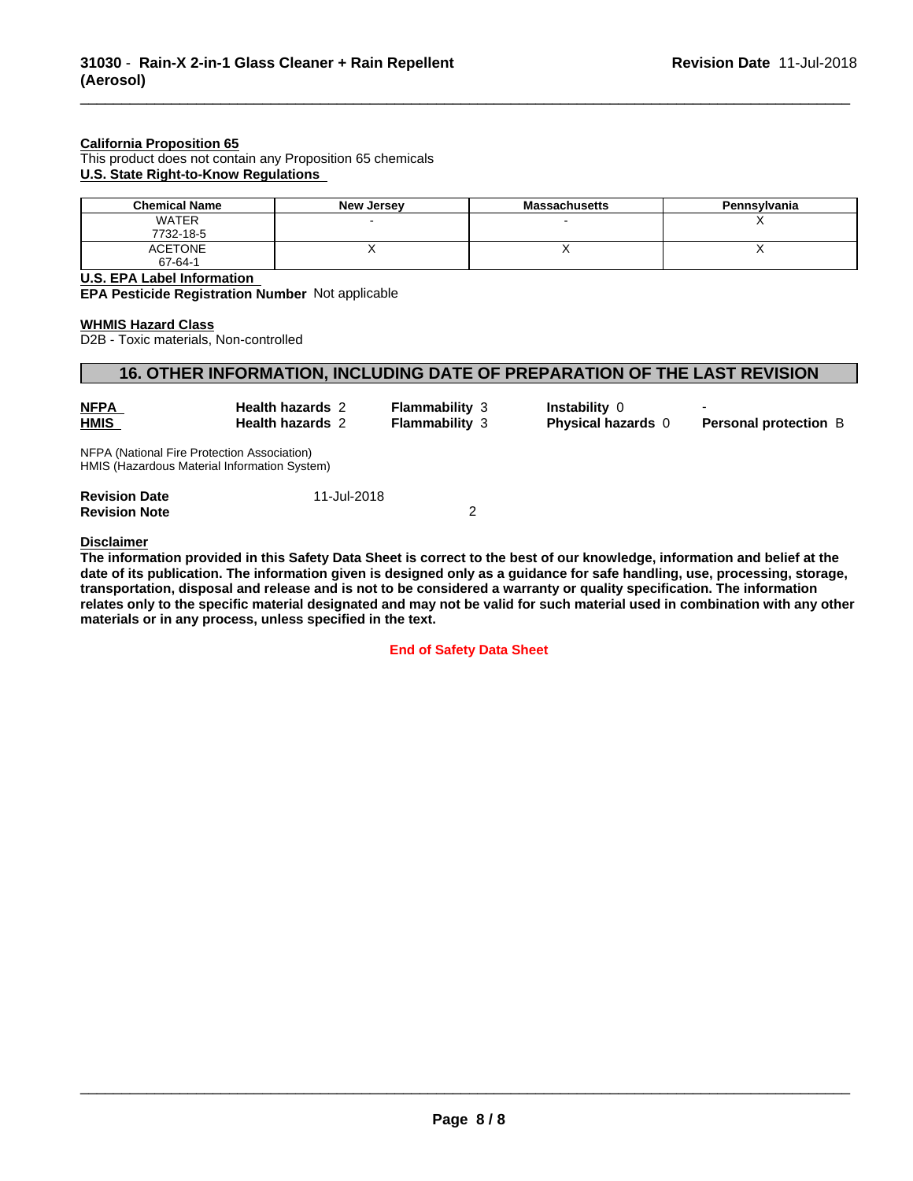**California Proposition 65**

This product does not contain any Proposition 65 chemicals

**U.S. State Right-to-Know Regulations**

| Chemical Name | New Jersey | Massachusetts | Pennsylvania |
|---|---|---|---|
| WATER 7732-18-5 | - | - | X |
| ACETONE 67-64-1 | X | X | X |

**U.S. EPA Label Information**

**EPA Pesticide Registration Number** Not applicable

**WHMIS Hazard Class**

D2B - Toxic materials, Non-controlled

## 16. OTHER INFORMATION, INCLUDING DATE OF PREPARATION OF THE LAST REVISION

| | | | | |
|---|---|---|---|---|
| **NFPA** | **Health hazards** 2 | **Flammability** 3 | **Instability** 0 | - |
| **HMIS** | **Health hazards** 2 | **Flammability** 3 | **Physical hazards** 0 | **Personal protection** B |

NFPA (National Fire Protection Association)
HMIS (Hazardous Material Information System)

**Revision Date** 11-Jul-2018
**Revision Note** 2

**Disclaimer**

**The information provided in this Safety Data Sheet is correct to the best of our knowledge, information and belief at the date of its publication. The information given is designed only as a guidance for safe handling, use, processing, storage, transportation, disposal and release and is not to be considered a warranty or quality specification. The information relates only to the specific material designated and may not be valid for such material used in combination with any other materials or in any process, unless specified in the text.**

**End of Safety Data Sheet**